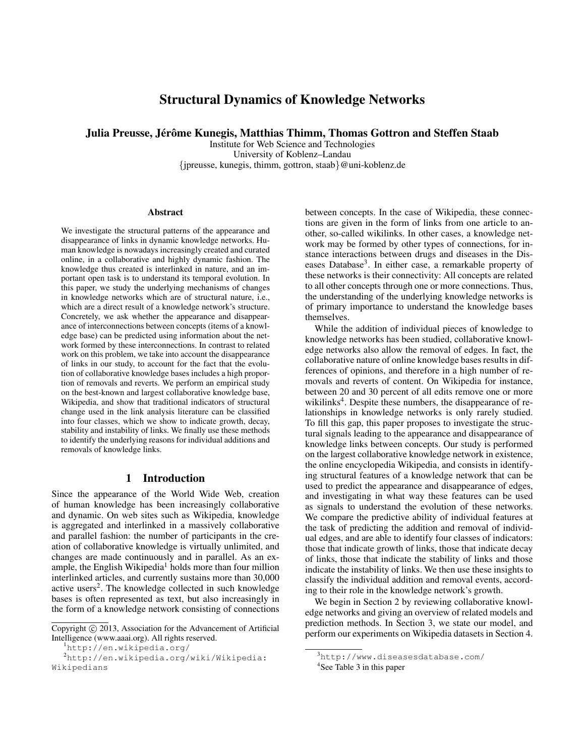# Structural Dynamics of Knowledge Networks

**Julia Preusse, Jérôme Kunegis, Matthias Thimm, Thomas Gottron and Steffen Staab**

Institute for Web Science and Technologies
University of Koblenz–Landau
{jpreusse, kunegis, thimm, gottron, staab}@uni-koblenz.de

### Abstract

We investigate the structural patterns of the appearance and disappearance of links in dynamic knowledge networks. Human knowledge is nowadays increasingly created and curated online, in a collaborative and highly dynamic fashion. The knowledge thus created is interlinked in nature, and an important open task is to understand its temporal evolution. In this paper, we study the underlying mechanisms of changes in knowledge networks which are of structural nature, i.e., which are a direct result of a knowledge network's structure. Concretely, we ask whether the appearance and disappearance of interconnections between concepts (items of a knowledge base) can be predicted using information about the network formed by these interconnections. In contrast to related work on this problem, we take into account the disappearance of links in our study, to account for the fact that the evolution of collaborative knowledge bases includes a high proportion of removals and reverts. We perform an empirical study on the best-known and largest collaborative knowledge base, Wikipedia, and show that traditional indicators of structural change used in the link analysis literature can be classified into four classes, which we show to indicate growth, decay, stability and instability of links. We finally use these methods to identify the underlying reasons for individual additions and removals of knowledge links.

## 1 Introduction

Since the appearance of the World Wide Web, creation of human knowledge has been increasingly collaborative and dynamic. On web sites such as Wikipedia, knowledge is aggregated and interlinked in a massively collaborative and parallel fashion: the number of participants in the creation of collaborative knowledge is virtually unlimited, and changes are made continuously and in parallel. As an example, the English Wikipedia[1] holds more than four million interlinked articles, and currently sustains more than 30,000 active users[2]. The knowledge collected in such knowledge bases is often represented as text, but also increasingly in the form of a knowledge network consisting of connections between concepts. In the case of Wikipedia, these connections are given in the form of links from one article to another, so-called wikilinks. In other cases, a knowledge network may be formed by other types of connections, for instance interactions between drugs and diseases in the Diseases Database[3]. In either case, a remarkable property of these networks is their connectivity: All concepts are related to all other concepts through one or more connections. Thus, the understanding of the underlying knowledge networks is of primary importance to understand the knowledge bases themselves.

While the addition of individual pieces of knowledge to knowledge networks has been studied, collaborative knowledge networks also allow the removal of edges. In fact, the collaborative nature of online knowledge bases results in differences of opinions, and therefore in a high number of removals and reverts of content. On Wikipedia for instance, between 20 and 30 percent of all edits remove one or more wikilinks[4]. Despite these numbers, the disappearance of relationships in knowledge networks is only rarely studied. To fill this gap, this paper proposes to investigate the structural signals leading to the appearance and disappearance of knowledge links between concepts. Our study is performed on the largest collaborative knowledge network in existence, the online encyclopedia Wikipedia, and consists in identifying structural features of a knowledge network that can be used to predict the appearance and disappearance of edges, and investigating in what way these features can be used as signals to understand the evolution of these networks. We compare the predictive ability of individual features at the task of predicting the addition and removal of individual edges, and are able to identify four classes of indicators: those that indicate growth of links, those that indicate decay of links, those that indicate the stability of links and those indicate the instability of links. We then use these insights to classify the individual addition and removal events, according to their role in the knowledge network's growth.

We begin in Section 2 by reviewing collaborative knowledge networks and giving an overview of related models and prediction methods. In Section 3, we state our model, and perform our experiments on Wikipedia datasets in Section 4.

---

Copyright © 2013, Association for the Advancement of Artificial Intelligence (www.aaai.org). All rights reserved.

[1] http://en.wikipedia.org/

[2] http://en.wikipedia.org/wiki/Wikipedia:Wikipedians

[3] http://www.diseasesdatabase.com/

[4] See Table 3 in this paper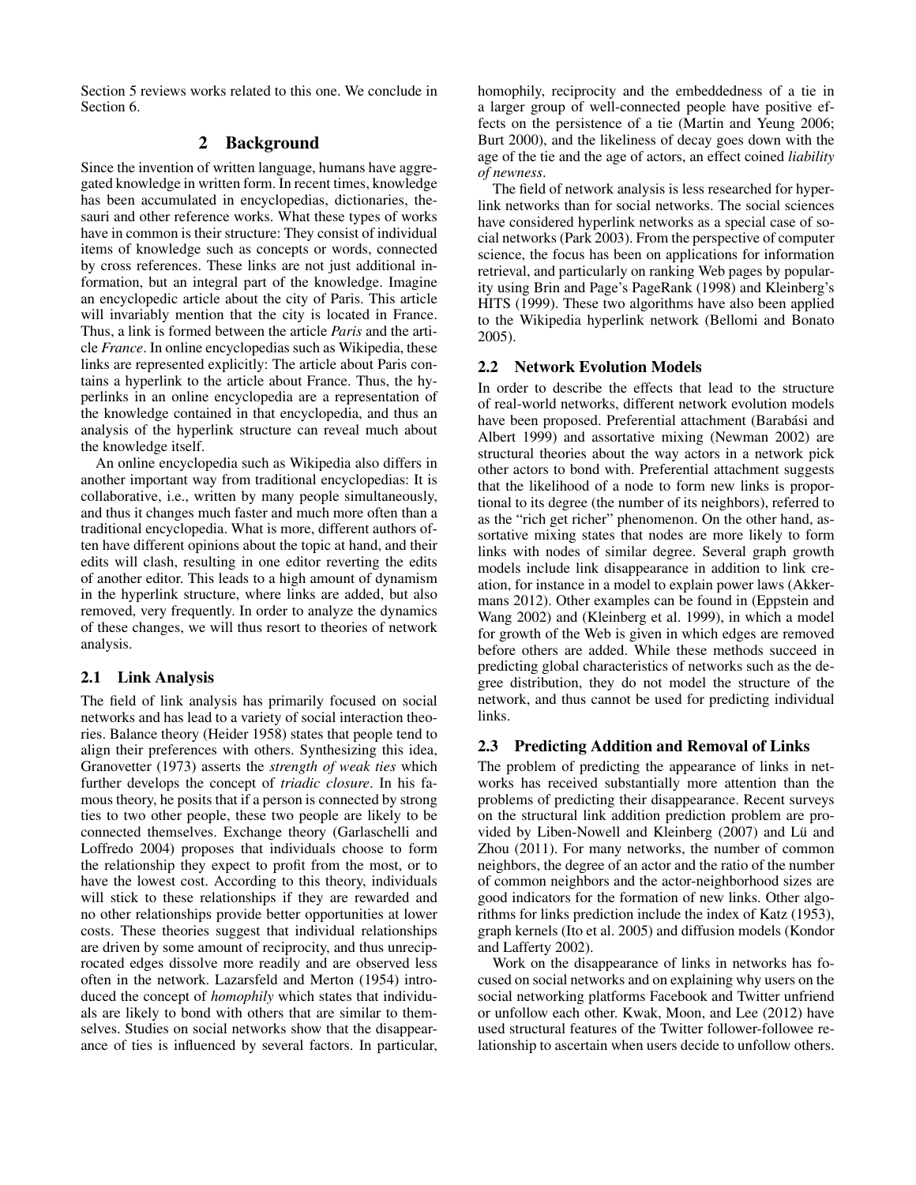Section 5 reviews works related to this one. We conclude in Section 6.

## 2 Background

Since the invention of written language, humans have aggregated knowledge in written form. In recent times, knowledge has been accumulated in encyclopedias, dictionaries, thesauri and other reference works. What these types of works have in common is their structure: They consist of individual items of knowledge such as concepts or words, connected by cross references. These links are not just additional information, but an integral part of the knowledge. Imagine an encyclopedic article about the city of Paris. This article will invariably mention that the city is located in France. Thus, a link is formed between the article *Paris* and the article *France*. In online encyclopedias such as Wikipedia, these links are represented explicitly: The article about Paris contains a hyperlink to the article about France. Thus, the hyperlinks in an online encyclopedia are a representation of the knowledge contained in that encyclopedia, and thus an analysis of the hyperlink structure can reveal much about the knowledge itself.

An online encyclopedia such as Wikipedia also differs in another important way from traditional encyclopedias: It is collaborative, i.e., written by many people simultaneously, and thus it changes much faster and much more often than a traditional encyclopedia. What is more, different authors often have different opinions about the topic at hand, and their edits will clash, resulting in one editor reverting the edits of another editor. This leads to a high amount of dynamism in the hyperlink structure, where links are added, but also removed, very frequently. In order to analyze the dynamics of these changes, we will thus resort to theories of network analysis.

### 2.1 Link Analysis

The field of link analysis has primarily focused on social networks and has lead to a variety of social interaction theories. Balance theory (Heider 1958) states that people tend to align their preferences with others. Synthesizing this idea, Granovetter (1973) asserts the *strength of weak ties* which further develops the concept of *triadic closure*. In his famous theory, he posits that if a person is connected by strong ties to two other people, these two people are likely to be connected themselves. Exchange theory (Garlaschelli and Loffredo 2004) proposes that individuals choose to form the relationship they expect to profit from the most, or to have the lowest cost. According to this theory, individuals will stick to these relationships if they are rewarded and no other relationships provide better opportunities at lower costs. These theories suggest that individual relationships are driven by some amount of reciprocity, and thus unreciprocated edges dissolve more readily and are observed less often in the network. Lazarsfeld and Merton (1954) introduced the concept of *homophily* which states that individuals are likely to bond with others that are similar to themselves. Studies on social networks show that the disappearance of ties is influenced by several factors. In particular, homophily, reciprocity and the embeddedness of a tie in a larger group of well-connected people have positive effects on the persistence of a tie (Martin and Yeung 2006; Burt 2000), and the likeliness of decay goes down with the age of the tie and the age of actors, an effect coined *liability of newness*.

The field of network analysis is less researched for hyperlink networks than for social networks. The social sciences have considered hyperlink networks as a special case of social networks (Park 2003). From the perspective of computer science, the focus has been on applications for information retrieval, and particularly on ranking Web pages by popularity using Brin and Page's PageRank (1998) and Kleinberg's HITS (1999). These two algorithms have also been applied to the Wikipedia hyperlink network (Bellomi and Bonato 2005).

### 2.2 Network Evolution Models

In order to describe the effects that lead to the structure of real-world networks, different network evolution models have been proposed. Preferential attachment (Barabási and Albert 1999) and assortative mixing (Newman 2002) are structural theories about the way actors in a network pick other actors to bond with. Preferential attachment suggests that the likelihood of a node to form new links is proportional to its degree (the number of its neighbors), referred to as the "rich get richer" phenomenon. On the other hand, assortative mixing states that nodes are more likely to form links with nodes of similar degree. Several graph growth models include link disappearance in addition to link creation, for instance in a model to explain power laws (Akkermans 2012). Other examples can be found in (Eppstein and Wang 2002) and (Kleinberg et al. 1999), in which a model for growth of the Web is given in which edges are removed before others are added. While these methods succeed in predicting global characteristics of networks such as the degree distribution, they do not model the structure of the network, and thus cannot be used for predicting individual links.

### 2.3 Predicting Addition and Removal of Links

The problem of predicting the appearance of links in networks has received substantially more attention than the problems of predicting their disappearance. Recent surveys on the structural link addition prediction problem are provided by Liben-Nowell and Kleinberg (2007) and Lü and Zhou (2011). For many networks, the number of common neighbors, the degree of an actor and the ratio of the number of common neighbors and the actor-neighborhood sizes are good indicators for the formation of new links. Other algorithms for links prediction include the index of Katz (1953), graph kernels (Ito et al. 2005) and diffusion models (Kondor and Lafferty 2002).

Work on the disappearance of links in networks has focused on social networks and on explaining why users on the social networking platforms Facebook and Twitter unfriend or unfollow each other. Kwak, Moon, and Lee (2012) have used structural features of the Twitter follower-followee relationship to ascertain when users decide to unfollow others.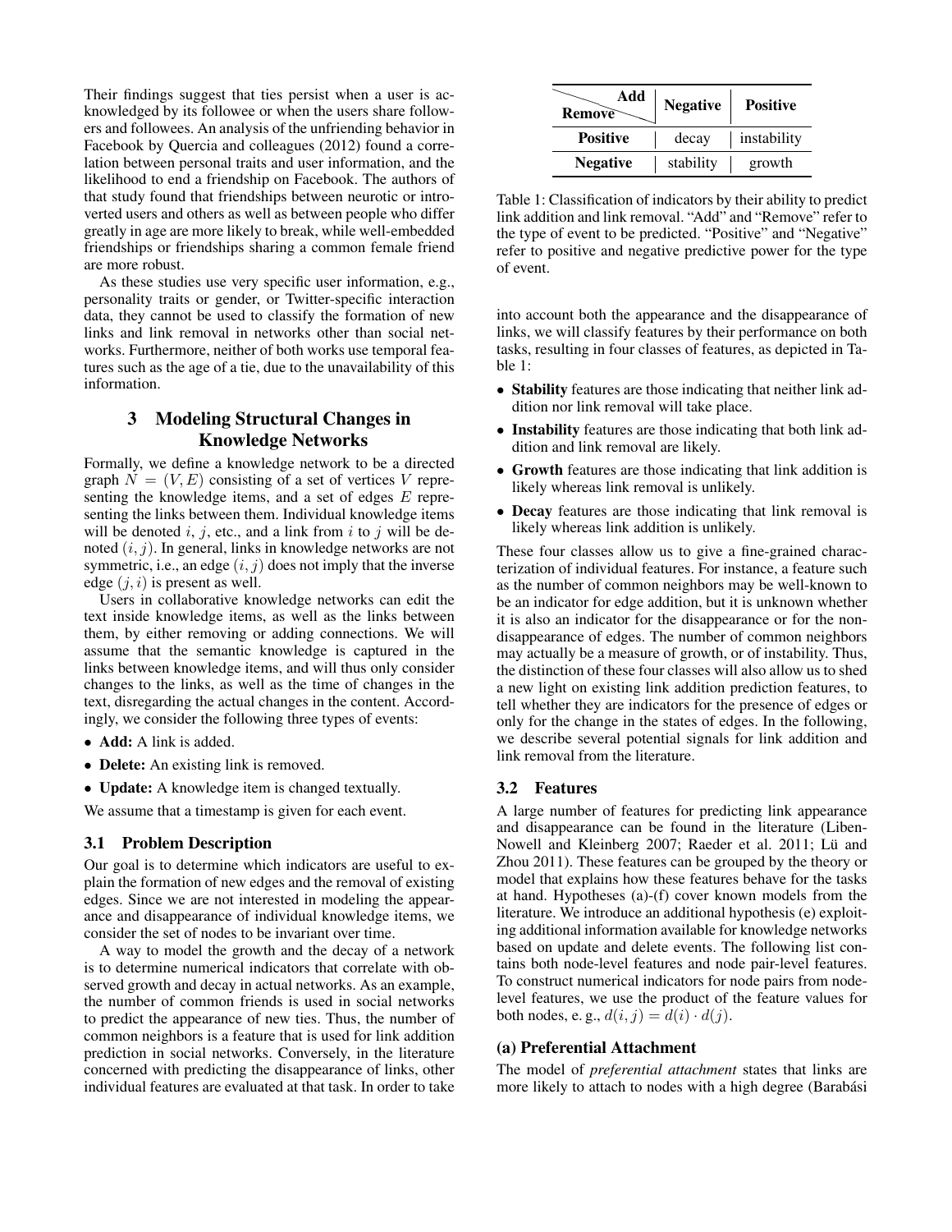Their findings suggest that ties persist when a user is acknowledged by its followee or when the users share followers and followees. An analysis of the unfriending behavior in Facebook by Quercia and colleagues (2012) found a correlation between personal traits and user information, and the likelihood to end a friendship on Facebook. The authors of that study found that friendships between neurotic or introverted users and others as well as between people who differ greatly in age are more likely to break, while well-embedded friendships or friendships sharing a common female friend are more robust.

As these studies use very specific user information, e.g., personality traits or gender, or Twitter-specific interaction data, they cannot be used to classify the formation of new links and link removal in networks other than social networks. Furthermore, neither of both works use temporal features such as the age of a tie, due to the unavailability of this information.

## 3 Modeling Structural Changes in Knowledge Networks

Formally, we define a knowledge network to be a directed graph $N = (V, E)$ consisting of a set of vertices $V$ representing the knowledge items, and a set of edges $E$ representing the links between them. Individual knowledge items will be denoted $i$, $j$, etc., and a link from $i$ to $j$ will be denoted $(i, j)$. In general, links in knowledge networks are not symmetric, i.e., an edge $(i, j)$ does not imply that the inverse edge $(j, i)$ is present as well.

Users in collaborative knowledge networks can edit the text inside knowledge items, as well as the links between them, by either removing or adding connections. We will assume that the semantic knowledge is captured in the links between knowledge items, and will thus only consider changes to the links, as well as the time of changes in the text, disregarding the actual changes in the content. Accordingly, we consider the following three types of events:

- **Add:** A link is added.
- **Delete:** An existing link is removed.
- **Update:** A knowledge item is changed textually.

We assume that a timestamp is given for each event.

### 3.1 Problem Description

Our goal is to determine which indicators are useful to explain the formation of new edges and the removal of existing edges. Since we are not interested in modeling the appearance and disappearance of individual knowledge items, we consider the set of nodes to be invariant over time.

A way to model the growth and the decay of a network is to determine numerical indicators that correlate with observed growth and decay in actual networks. As an example, the number of common friends is used in social networks to predict the appearance of new ties. Thus, the number of common neighbors is a feature that is used for link addition prediction in social networks. Conversely, in the literature concerned with predicting the disappearance of links, other individual features are evaluated at that task. In order to take into account both the appearance and the disappearance of links, we will classify features by their performance on both tasks, resulting in four classes of features, as depicted in Table 1:

| Remove \ Add | Negative | Positive |
|---|---|---|
| **Positive** | decay | instability |
| **Negative** | stability | growth |

Table 1: Classification of indicators by their ability to predict link addition and link removal. "Add" and "Remove" refer to the type of event to be predicted. "Positive" and "Negative" refer to positive and negative predictive power for the type of event.

- **Stability** features are those indicating that neither link addition nor link removal will take place.
- **Instability** features are those indicating that both link addition and link removal are likely.
- **Growth** features are those indicating that link addition is likely whereas link removal is unlikely.
- **Decay** features are those indicating that link removal is likely whereas link addition is unlikely.

These four classes allow us to give a fine-grained characterization of individual features. For instance, a feature such as the number of common neighbors may be well-known to be an indicator for edge addition, but it is unknown whether it is also an indicator for the disappearance or for the non-disappearance of edges. The number of common neighbors may actually be a measure of growth, or of instability. Thus, the distinction of these four classes will also allow us to shed a new light on existing link addition prediction features, to tell whether they are indicators for the presence of edges or only for the change in the states of edges. In the following, we describe several potential signals for link addition and link removal from the literature.

### 3.2 Features

A large number of features for predicting link appearance and disappearance can be found in the literature (Liben-Nowell and Kleinberg 2007; Raeder et al. 2011; Lü and Zhou 2011). These features can be grouped by the theory or model that explains how these features behave for the tasks at hand. Hypotheses (a)-(f) cover known models from the literature. We introduce an additional hypothesis (e) exploiting additional information available for knowledge networks based on update and delete events. The following list contains both node-level features and node pair-level features. To construct numerical indicators for node pairs from node-level features, we use the product of the feature values for both nodes, e. g., $d(i, j) = d(i) \cdot d(j)$.

#### (a) Preferential Attachment

The model of *preferential attachment* states that links are more likely to attach to nodes with a high degree (Barabási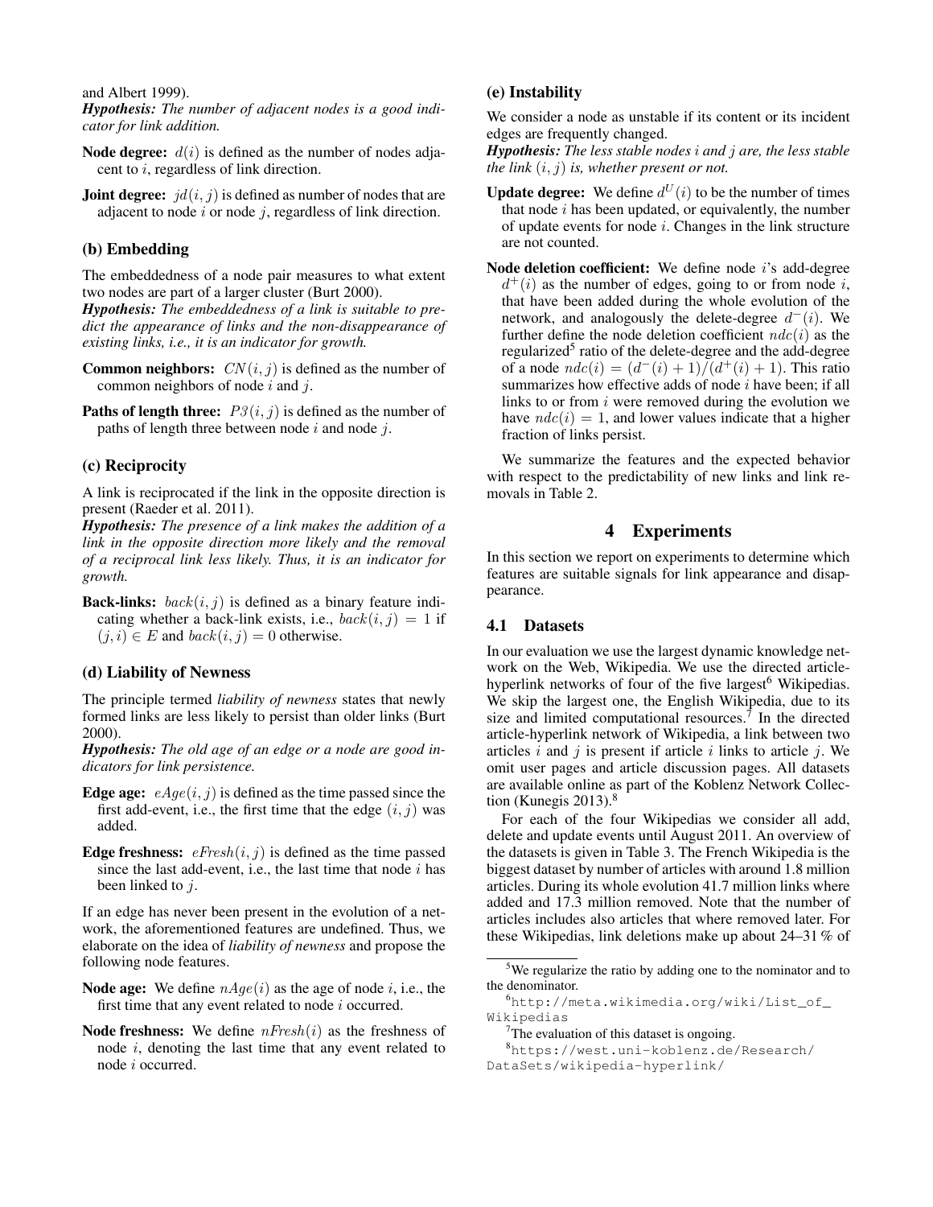and Albert 1999).

***Hypothesis:*** *The number of adjacent nodes is a good indicator for link addition.*

**Node degree:** $d(i)$ is defined as the number of nodes adjacent to $i$, regardless of link direction.

**Joint degree:** $jd(i, j)$ is defined as number of nodes that are adjacent to node $i$ or node $j$, regardless of link direction.

### (b) Embedding

The embeddedness of a node pair measures to what extent two nodes are part of a larger cluster (Burt 2000).

***Hypothesis:*** *The embeddedness of a link is suitable to predict the appearance of links and the non-disappearance of existing links, i.e., it is an indicator for growth.*

**Common neighbors:** $CN(i, j)$ is defined as the number of common neighbors of node $i$ and $j$.

**Paths of length three:** $P3(i, j)$ is defined as the number of paths of length three between node $i$ and node $j$.

### (c) Reciprocity

A link is reciprocated if the link in the opposite direction is present (Raeder et al. 2011).

***Hypothesis:*** *The presence of a link makes the addition of a link in the opposite direction more likely and the removal of a reciprocal link less likely. Thus, it is an indicator for growth.*

**Back-links:** $back(i, j)$ is defined as a binary feature indicating whether a back-link exists, i.e., $back(i, j) = 1$ if $(j, i) \in E$ and $back(i, j) = 0$ otherwise.

### (d) Liability of Newness

The principle termed *liability of newness* states that newly formed links are less likely to persist than older links (Burt 2000).

***Hypothesis:*** *The old age of an edge or a node are good indicators for link persistence.*

**Edge age:** $eAge(i, j)$ is defined as the time passed since the first add-event, i.e., the first time that the edge $(i, j)$ was added.

**Edge freshness:** $eFresh(i, j)$ is defined as the time passed since the last add-event, i.e., the last time that node $i$ has been linked to $j$.

If an edge has never been present in the evolution of a network, the aforementioned features are undefined. Thus, we elaborate on the idea of *liability of newness* and propose the following node features.

**Node age:** We define $nAge(i)$ as the age of node $i$, i.e., the first time that any event related to node $i$ occurred.

**Node freshness:** We define $nFresh(i)$ as the freshness of node $i$, denoting the last time that any event related to node $i$ occurred.

### (e) Instability

We consider a node as unstable if its content or its incident edges are frequently changed.

***Hypothesis:*** *The less stable nodes $i$ and $j$ are, the less stable the link $(i, j)$ is, whether present or not.*

**Update degree:** We define $d^U(i)$ to be the number of times that node $i$ has been updated, or equivalently, the number of update events for node $i$. Changes in the link structure are not counted.

**Node deletion coefficient:** We define node $i$'s add-degree $d^+(i)$ as the number of edges, going to or from node $i$, that have been added during the whole evolution of the network, and analogously the delete-degree $d^-(i)$. We further define the node deletion coefficient $ndc(i)$ as the regularized[5] ratio of the delete-degree and the add-degree of a node $ndc(i) = (d^-(i) + 1)/(d^+(i) + 1)$. This ratio summarizes how effective adds of node $i$ have been; if all links to or from $i$ were removed during the evolution we have $ndc(i) = 1$, and lower values indicate that a higher fraction of links persist.

We summarize the features and the expected behavior with respect to the predictability of new links and link removals in Table 2.

## 4 Experiments

In this section we report on experiments to determine which features are suitable signals for link appearance and disappearance.

### 4.1 Datasets

In our evaluation we use the largest dynamic knowledge network on the Web, Wikipedia. We use the directed article-hyperlink networks of four of the five largest[6] Wikipedias. We skip the largest one, the English Wikipedia, due to its size and limited computational resources.[7] In the directed article-hyperlink network of Wikipedia, a link between two articles $i$ and $j$ is present if article $i$ links to article $j$. We omit user pages and article discussion pages. All datasets are available online as part of the Koblenz Network Collection (Kunegis 2013).[8]

For each of the four Wikipedias we consider all add, delete and update events until August 2011. An overview of the datasets is given in Table 3. The French Wikipedia is the biggest dataset by number of articles with around 1.8 million articles. During its whole evolution 41.7 million links where added and 17.3 million removed. Note that the number of articles includes also articles that where removed later. For these Wikipedias, link deletions make up about 24–31 % of

[5] We regularize the ratio by adding one to the nominator and to the denominator.

[6] http://meta.wikimedia.org/wiki/List_of_Wikipedias

[7] The evaluation of this dataset is ongoing.

[8] https://west.uni-koblenz.de/Research/DataSets/wikipedia-hyperlink/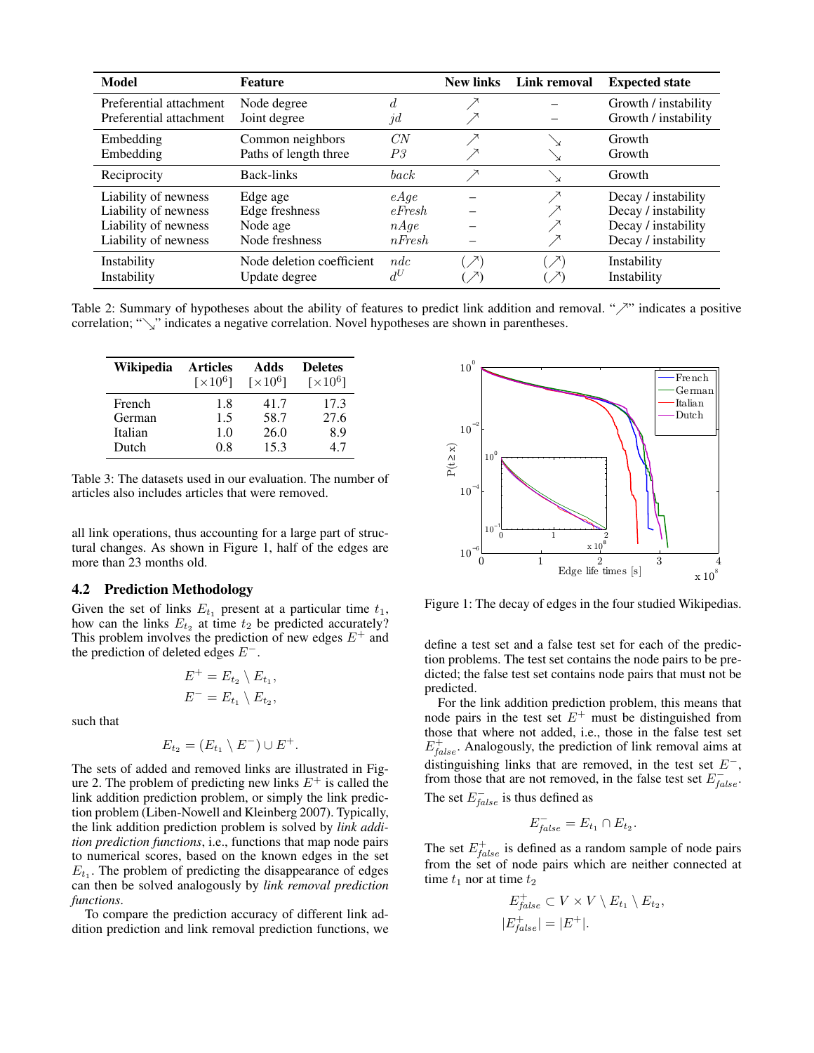| Model | Feature | | New links | Link removal | Expected state |
|---|---|---|---|---|---|
| Preferential attachment | Node degree | $d$ | ↗ | – | Growth / instability |
| Preferential attachment | Joint degree | $jd$ | ↗ | – | Growth / instability |
| Embedding | Common neighbors | $CN$ | ↗ | ↘ | Growth |
| Embedding | Paths of length three | $P3$ | ↗ | ↘ | Growth |
| Reciprocity | Back-links | $back$ | ↗ | ↘ | Growth |
| Liability of newness | Edge age | $eAge$ | – | ↗ | Decay / instability |
| Liability of newness | Edge freshness | $eFresh$ | – | ↗ | Decay / instability |
| Liability of newness | Node age | $nAge$ | – | ↗ | Decay / instability |
| Liability of newness | Node freshness | $nFresh$ | – | ↗ | Decay / instability |
| Instability | Node deletion coefficient | $ndc$ | (↗) | (↗) | Instability |
| Instability | Update degree | $d^U$ | (↗) | (↗) | Instability |

Table 2: Summary of hypotheses about the ability of features to predict link addition and removal. "↗" indicates a positive correlation; "↘" indicates a negative correlation. Novel hypotheses are shown in parentheses.

| Wikipedia | Articles $[\times 10^6]$ | Adds $[\times 10^6]$ | Deletes $[\times 10^6]$ |
|---|---|---|---|
| French | 1.8 | 41.7 | 17.3 |
| German | 1.5 | 58.7 | 27.6 |
| Italian | 1.0 | 26.0 | 8.9 |
| Dutch | 0.8 | 15.3 | 4.7 |

Table 3: The datasets used in our evaluation. The number of articles also includes articles that were removed.

all link operations, thus accounting for a large part of structural changes. As shown in Figure 1, half of the edges are more than 23 months old.

Figure 1: The decay of edges in the four studied Wikipedias.

### 4.2 Prediction Methodology

Given the set of links $E_{t_1}$ present at a particular time $t_1$, how can the links $E_{t_2}$ at time $t_2$ be predicted accurately? This problem involves the prediction of new edges $E^+$ and the prediction of deleted edges $E^-$.

$$E^+ = E_{t_2} \setminus E_{t_1},$$
$$E^- = E_{t_1} \setminus E_{t_2},$$

such that

$$E_{t_2} = (E_{t_1} \setminus E^-) \cup E^+.$$

The sets of added and removed links are illustrated in Figure 2. The problem of predicting new links $E^+$ is called the link addition prediction problem, or simply the link prediction problem (Liben-Nowell and Kleinberg 2007). Typically, the link addition prediction problem is solved by *link addition prediction functions*, i.e., functions that map node pairs to numerical scores, based on the known edges in the set $E_{t_1}$. The problem of predicting the disappearance of edges can then be solved analogously by *link removal prediction functions*.

To compare the prediction accuracy of different link addition prediction and link removal prediction functions, we define a test set and a false test set for each of the prediction problems. The test set contains the node pairs to be predicted; the false test set contains node pairs that must not be predicted.

For the link addition prediction problem, this means that node pairs in the test set $E^+$ must be distinguished from those that where not added, i.e., those in the false test set $E^+_{false}$. Analogously, the prediction of link removal aims at distinguishing links that are removed, in the test set $E^-$, from those that are not removed, in the false test set $E^-_{false}$. The set $E^-_{false}$ is thus defined as

$$E^-_{false} = E_{t_1} \cap E_{t_2}.$$

The set $E^+_{false}$ is defined as a random sample of node pairs from the set of node pairs which are neither connected at time $t_1$ nor at time $t_2$

$$E^+_{false} \subset V \times V \setminus E_{t_1} \setminus E_{t_2},$$
$$|E^+_{false}| = |E^+|.$$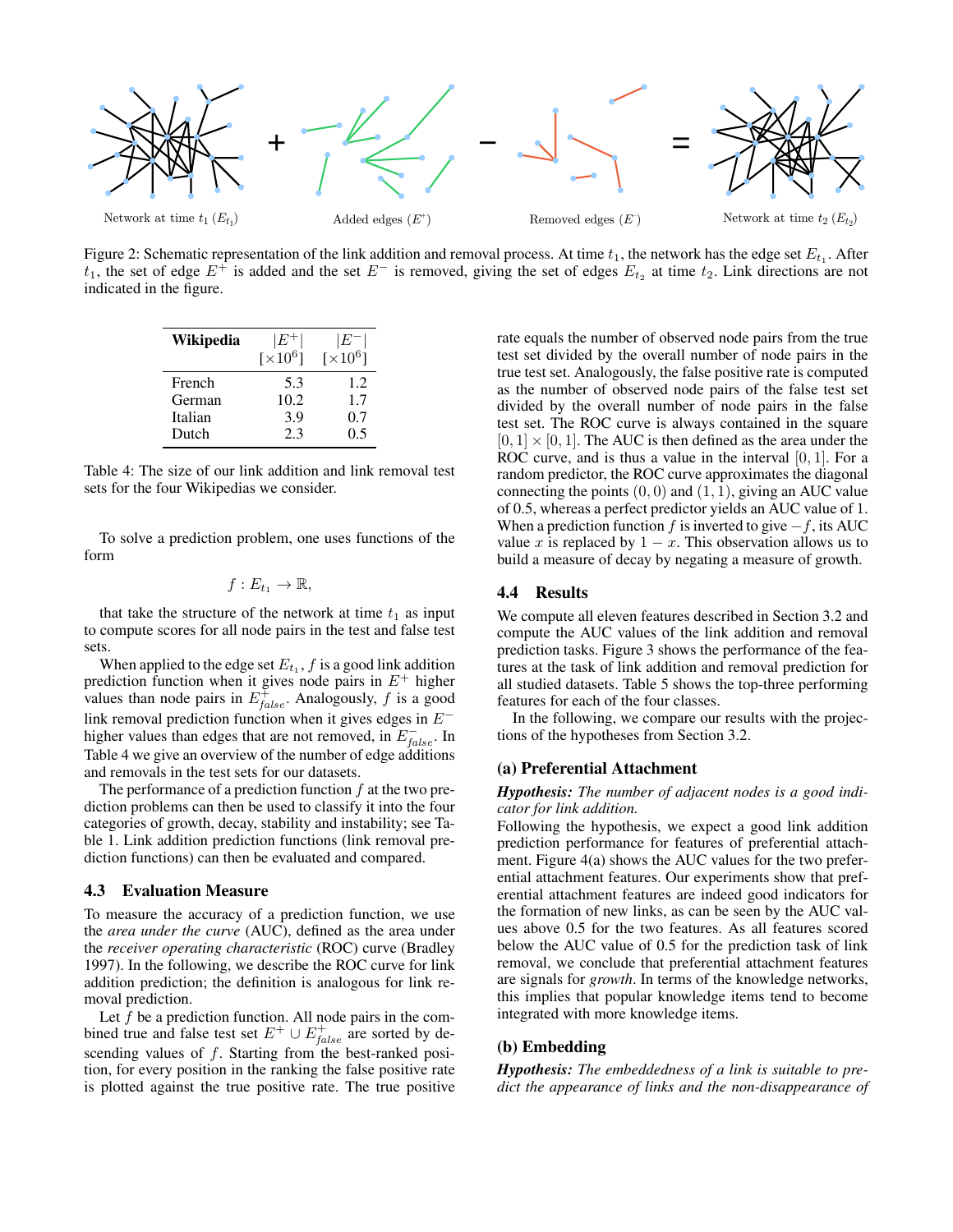Network at time $t_1$ ($E_{t_1}$) + Added edges ($E^+$) − Removed edges ($E^-$) = Network at time $t_2$ ($E_{t_2}$)

Figure 2: Schematic representation of the link addition and removal process. At time $t_1$, the network has the edge set $E_{t_1}$. After $t_1$, the set of edge $E^+$ is added and the set $E^-$ is removed, giving the set of edges $E_{t_2}$ at time $t_2$. Link directions are not indicated in the figure.

| **Wikipedia** | $\lvert E^+ \rvert$ [$\times 10^6$] | $\lvert E^- \rvert$ [$\times 10^6$] |
|---|---|---|
| French | 5.3 | 1.2 |
| German | 10.2 | 1.7 |
| Italian | 3.9 | 0.7 |
| Dutch | 2.3 | 0.5 |

Table 4: The size of our link addition and link removal test sets for the four Wikipedias we consider.

To solve a prediction problem, one uses functions of the form

$$f : E_{t_1} \to \mathbb{R},$$

that take the structure of the network at time $t_1$ as input to compute scores for all node pairs in the test and false test sets.

When applied to the edge set $E_{t_1}$, $f$ is a good link addition prediction function when it gives node pairs in $E^+$ higher values than node pairs in $E^+_{false}$. Analogously, $f$ is a good link removal prediction function when it gives edges in $E^-$ higher values than edges that are not removed, in $E^-_{false}$. In Table 4 we give an overview of the number of edge additions and removals in the test sets for our datasets.

The performance of a prediction function $f$ at the two prediction problems can then be used to classify it into the four categories of growth, decay, stability and instability; see Table 1. Link addition prediction functions (link removal prediction functions) can then be evaluated and compared.

## 4.3 Evaluation Measure

To measure the accuracy of a prediction function, we use the *area under the curve* (AUC), defined as the area under the *receiver operating characteristic* (ROC) curve (Bradley 1997). In the following, we describe the ROC curve for link addition prediction; the definition is analogous for link removal prediction.

Let $f$ be a prediction function. All node pairs in the combined true and false test set $E^+ \cup E^+_{false}$ are sorted by descending values of $f$. Starting from the best-ranked position, for every position in the ranking the false positive rate is plotted against the true positive rate. The true positive rate equals the number of observed node pairs from the true test set divided by the overall number of node pairs in the true test set. Analogously, the false positive rate is computed as the number of observed node pairs of the false test set divided by the overall number of node pairs in the false test set. The ROC curve is always contained in the square $[0, 1] \times [0, 1]$. The AUC is then defined as the area under the ROC curve, and is thus a value in the interval $[0, 1]$. For a random predictor, the ROC curve approximates the diagonal connecting the points $(0, 0)$ and $(1, 1)$, giving an AUC value of 0.5, whereas a perfect predictor yields an AUC value of 1. When a prediction function $f$ is inverted to give $-f$, its AUC value $x$ is replaced by $1 - x$. This observation allows us to build a measure of decay by negating a measure of growth.

## 4.4 Results

We compute all eleven features described in Section 3.2 and compute the AUC values of the link addition and removal prediction tasks. Figure 3 shows the performance of the features at the task of link addition and removal prediction for all studied datasets. Table 5 shows the top-three performing features for each of the four classes.

In the following, we compare our results with the projections of the hypotheses from Section 3.2.

### (a) Preferential Attachment

***Hypothesis:*** *The number of adjacent nodes is a good indicator for link addition.*

Following the hypothesis, we expect a good link addition prediction performance for features of preferential attachment. Figure 4(a) shows the AUC values for the two preferential attachment features. Our experiments show that preferential attachment features are indeed good indicators for the formation of new links, as can be seen by the AUC values above 0.5 for the two features. As all features scored below the AUC value of 0.5 for the prediction task of link removal, we conclude that preferential attachment features are signals for *growth*. In terms of the knowledge networks, this implies that popular knowledge items tend to become integrated with more knowledge items.

### (b) Embedding

***Hypothesis:*** *The embeddedness of a link is suitable to predict the appearance of links and the non-disappearance of*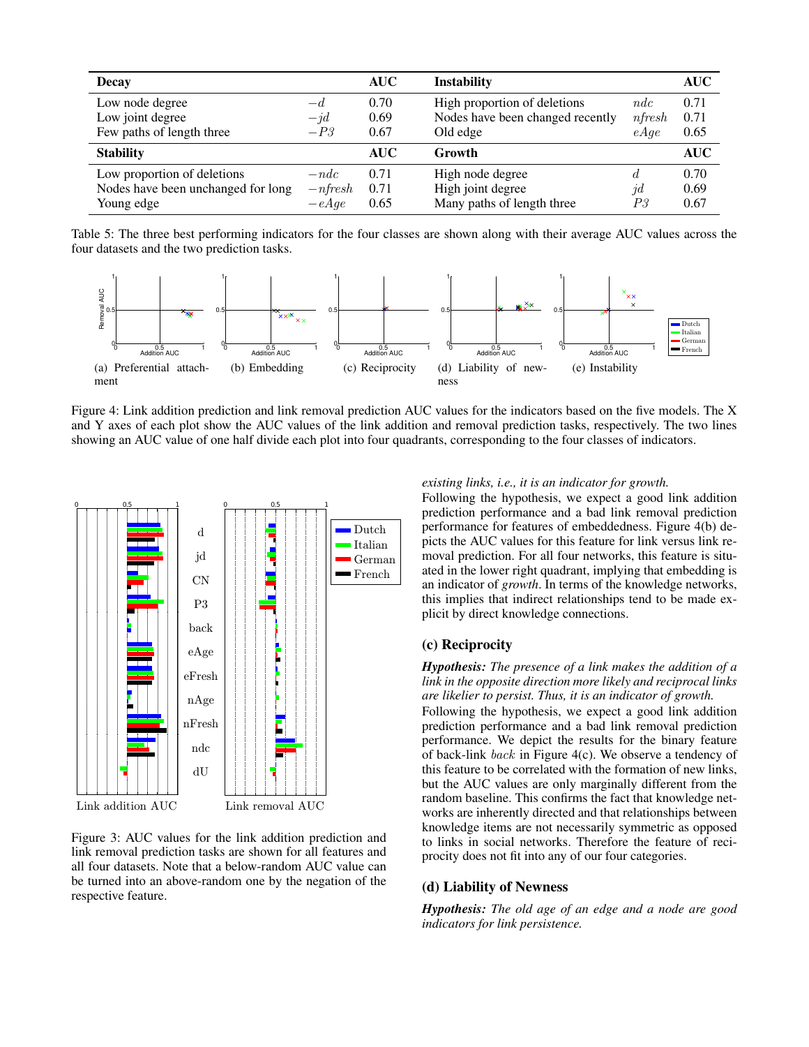| Decay | | AUC | Instability | | AUC |
|---|---|---|---|---|---|
| Low node degree | $-d$ | 0.70 | High proportion of deletions | $ndc$ | 0.71 |
| Low joint degree | $-jd$ | 0.69 | Nodes have been changed recently | $nfresh$ | 0.71 |
| Few paths of length three | $-P3$ | 0.67 | Old edge | $eAge$ | 0.65 |
| **Stability** | | **AUC** | **Growth** | | **AUC** |
| Low proportion of deletions | $-ndc$ | 0.71 | High node degree | $d$ | 0.70 |
| Nodes have been unchanged for long | $-nfresh$ | 0.71 | High joint degree | $jd$ | 0.69 |
| Young edge | $-eAge$ | 0.65 | Many paths of length three | $P3$ | 0.67 |

Table 5: The three best performing indicators for the four classes are shown along with their average AUC values across the four datasets and the two prediction tasks.

(a) Preferential attachment (b) Embedding (c) Reciprocity (d) Liability of newness (e) Instability

Figure 4: Link addition prediction and link removal prediction AUC values for the indicators based on the five models. The X and Y axes of each plot show the AUC values of the link addition and removal prediction tasks, respectively. The two lines showing an AUC value of one half divide each plot into four quadrants, corresponding to the four classes of indicators.

Figure 3: AUC values for the link addition prediction and link removal prediction tasks are shown for all features and all four datasets. Note that a below-random AUC value can be turned into an above-random one by the negation of the respective feature.

*existing links, i.e., it is an indicator for growth.*

Following the hypothesis, we expect a good link addition prediction performance and a bad link removal prediction performance for features of embeddedness. Figure 4(b) depicts the AUC values for this feature for link versus link removal prediction. For all four networks, this feature is situated in the lower right quadrant, implying that embedding is an indicator of *growth*. In terms of the knowledge networks, this implies that indirect relationships tend to be made explicit by direct knowledge connections.

### (c) Reciprocity

***Hypothesis:*** *The presence of a link makes the addition of a link in the opposite direction more likely and reciprocal links are likelier to persist. Thus, it is an indicator of growth.*

Following the hypothesis, we expect a good link addition prediction performance and a bad link removal prediction performance. We depict the results for the binary feature of back-link $back$ in Figure 4(c). We observe a tendency of this feature to be correlated with the formation of new links, but the AUC values are only marginally different from the random baseline. This confirms the fact that knowledge networks are inherently directed and that relationships between knowledge items are not necessarily symmetric as opposed to links in social networks. Therefore the feature of reciprocity does not fit into any of our four categories.

### (d) Liability of Newness

***Hypothesis:*** *The old age of an edge and a node are good indicators for link persistence.*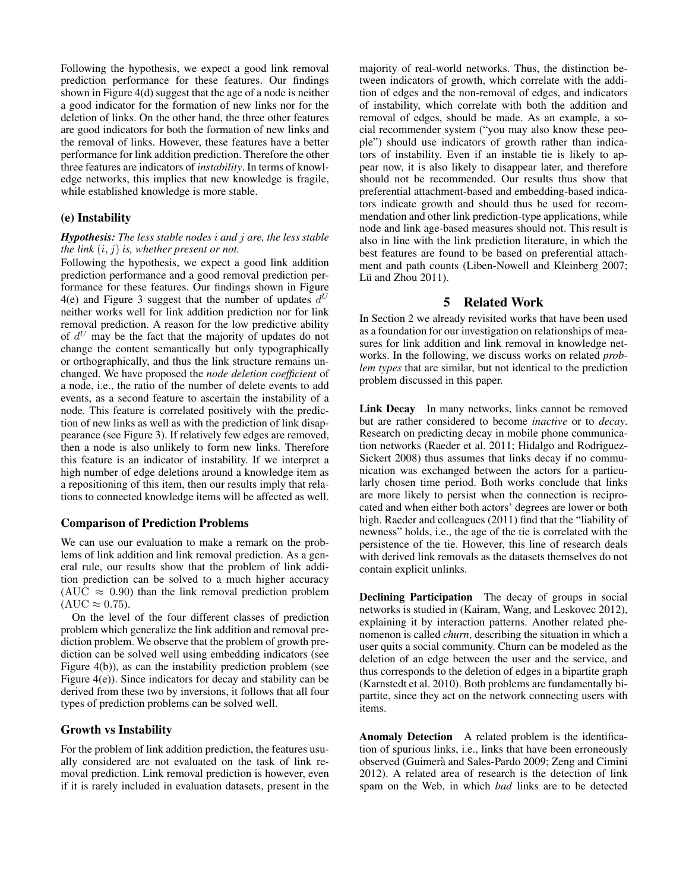Following the hypothesis, we expect a good link removal prediction performance for these features. Our findings shown in Figure 4(d) suggest that the age of a node is neither a good indicator for the formation of new links nor for the deletion of links. On the other hand, the three other features are good indicators for both the formation of new links and the removal of links. However, these features have a better performance for link addition prediction. Therefore the other three features are indicators of *instability*. In terms of knowledge networks, this implies that new knowledge is fragile, while established knowledge is more stable.

### (e) Instability

***Hypothesis:*** *The less stable nodes $i$ and $j$ are, the less stable the link $(i, j)$ is, whether present or not.*

Following the hypothesis, we expect a good link addition prediction performance and a good removal prediction performance for these features. Our findings shown in Figure 4(e) and Figure 3 suggest that the number of updates $d^U$ neither works well for link addition prediction nor for link removal prediction. A reason for the low predictive ability of $d^U$ may be the fact that the majority of updates do not change the content semantically but only typographically or orthographically, and thus the link structure remains unchanged. We have proposed the *node deletion coefficient* of a node, i.e., the ratio of the number of delete events to add events, as a second feature to ascertain the instability of a node. This feature is correlated positively with the prediction of new links as well as with the prediction of link disappearance (see Figure 3). If relatively few edges are removed, then a node is also unlikely to form new links. Therefore this feature is an indicator of instability. If we interpret a high number of edge deletions around a knowledge item as a repositioning of this item, then our results imply that relations to connected knowledge items will be affected as well.

### Comparison of Prediction Problems

We can use our evaluation to make a remark on the problems of link addition and link removal prediction. As a general rule, our results show that the problem of link addition prediction can be solved to a much higher accuracy (AUC $\approx$ 0.90) than the link removal prediction problem (AUC $\approx$ 0.75).

On the level of the four different classes of prediction problem which generalize the link addition and removal prediction problem. We observe that the problem of growth prediction can be solved well using embedding indicators (see Figure 4(b)), as can the instability prediction problem (see Figure 4(e)). Since indicators for decay and stability can be derived from these two by inversions, it follows that all four types of prediction problems can be solved well.

### Growth vs Instability

For the problem of link addition prediction, the features usually considered are not evaluated on the task of link removal prediction. Link removal prediction is however, even if it is rarely included in evaluation datasets, present in the majority of real-world networks. Thus, the distinction between indicators of growth, which correlate with the addition of edges and the non-removal of edges, and indicators of instability, which correlate with both the addition and removal of edges, should be made. As an example, a social recommender system ("you may also know these people") should use indicators of growth rather than indicators of instability. Even if an instable tie is likely to appear now, it is also likely to disappear later, and therefore should not be recommended. Our results thus show that preferential attachment-based and embedding-based indicators indicate growth and should thus be used for recommendation and other link prediction-type applications, while node and link age-based measures should not. This result is also in line with the link prediction literature, in which the best features are found to be based on preferential attachment and path counts (Liben-Nowell and Kleinberg 2007; Lü and Zhou 2011).

## 5 Related Work

In Section 2 we already revisited works that have been used as a foundation for our investigation on relationships of measures for link addition and link removal in knowledge networks. In the following, we discuss works on related *problem types* that are similar, but not identical to the prediction problem discussed in this paper.

**Link Decay** In many networks, links cannot be removed but are rather considered to become *inactive* or to *decay*. Research on predicting decay in mobile phone communication networks (Raeder et al. 2011; Hidalgo and Rodriguez-Sickert 2008) thus assumes that links decay if no communication was exchanged between the actors for a particularly chosen time period. Both works conclude that links are more likely to persist when the connection is reciprocated and when either both actors' degrees are lower or both high. Raeder and colleagues (2011) find that the "liability of newness" holds, i.e., the age of the tie is correlated with the persistence of the tie. However, this line of research deals with derived link removals as the datasets themselves do not contain explicit unlinks.

**Declining Participation** The decay of groups in social networks is studied in (Kairam, Wang, and Leskovec 2012), explaining it by interaction patterns. Another related phenomenon is called *churn*, describing the situation in which a user quits a social community. Churn can be modeled as the deletion of an edge between the user and the service, and thus corresponds to the deletion of edges in a bipartite graph (Karnstedt et al. 2010). Both problems are fundamentally bipartite, since they act on the network connecting users with items.

**Anomaly Detection** A related problem is the identification of spurious links, i.e., links that have been erroneously observed (Guimerà and Sales-Pardo 2009; Zeng and Cimini 2012). A related area of research is the detection of link spam on the Web, in which *bad* links are to be detected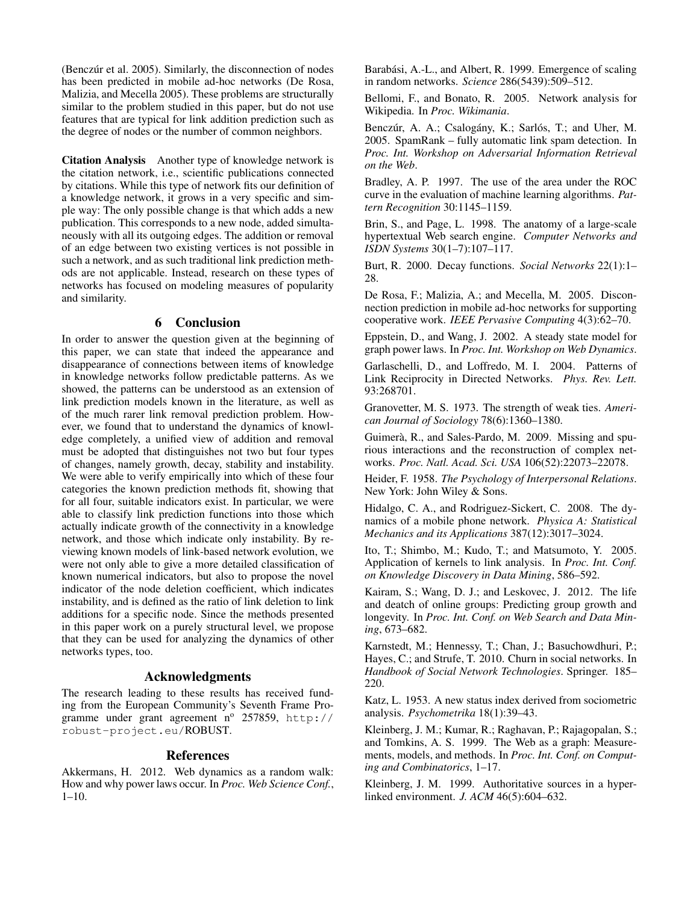(Benczúr et al. 2005). Similarly, the disconnection of nodes has been predicted in mobile ad-hoc networks (De Rosa, Malizia, and Mecella 2005). These problems are structurally similar to the problem studied in this paper, but do not use features that are typical for link addition prediction such as the degree of nodes or the number of common neighbors.

**Citation Analysis** Another type of knowledge network is the citation network, i.e., scientific publications connected by citations. While this type of network fits our definition of a knowledge network, it grows in a very specific and simple way: The only possible change is that which adds a new publication. This corresponds to a new node, added simultaneously with all its outgoing edges. The addition or removal of an edge between two existing vertices is not possible in such a network, and as such traditional link prediction methods are not applicable. Instead, research on these types of networks has focused on modeling measures of popularity and similarity.

## 6 Conclusion

In order to answer the question given at the beginning of this paper, we can state that indeed the appearance and disappearance of connections between items of knowledge in knowledge networks follow predictable patterns. As we showed, the patterns can be understood as an extension of link prediction models known in the literature, as well as of the much rarer link removal prediction problem. However, we found that to understand the dynamics of knowledge completely, a unified view of addition and removal must be adopted that distinguishes not two but four types of changes, namely growth, decay, stability and instability. We were able to verify empirically into which of these four categories the known prediction methods fit, showing that for all four, suitable indicators exist. In particular, we were able to classify link prediction functions into those which actually indicate growth of the connectivity in a knowledge network, and those which indicate only instability. By reviewing known models of link-based network evolution, we were not only able to give a more detailed classification of known numerical indicators, but also to propose the novel indicator of the node deletion coefficient, which indicates instability, and is defined as the ratio of link deletion to link additions for a specific node. Since the methods presented in this paper work on a purely structural level, we propose that they can be used for analyzing the dynamics of other networks types, too.

## Acknowledgments

The research leading to these results has received funding from the European Community's Seventh Frame Programme under grant agreement n[o] 257859, `http://robust-project.eu/`ROBUST.

## References

Akkermans, H. 2012. Web dynamics as a random walk: How and why power laws occur. In *Proc. Web Science Conf.*, 1–10.

Barabási, A.-L., and Albert, R. 1999. Emergence of scaling in random networks. *Science* 286(5439):509–512.

Bellomi, F., and Bonato, R. 2005. Network analysis for Wikipedia. In *Proc. Wikimania*.

Benczúr, A. A.; Csalogány, K.; Sarlós, T.; and Uher, M. 2005. SpamRank – fully automatic link spam detection. In *Proc. Int. Workshop on Adversarial Information Retrieval on the Web*.

Bradley, A. P. 1997. The use of the area under the ROC curve in the evaluation of machine learning algorithms. *Pattern Recognition* 30:1145–1159.

Brin, S., and Page, L. 1998. The anatomy of a large-scale hypertextual Web search engine. *Computer Networks and ISDN Systems* 30(1–7):107–117.

Burt, R. 2000. Decay functions. *Social Networks* 22(1):1–28.

De Rosa, F.; Malizia, A.; and Mecella, M. 2005. Disconnection prediction in mobile ad-hoc networks for supporting cooperative work. *IEEE Pervasive Computing* 4(3):62–70.

Eppstein, D., and Wang, J. 2002. A steady state model for graph power laws. In *Proc. Int. Workshop on Web Dynamics*.

Garlaschelli, D., and Loffredo, M. I. 2004. Patterns of Link Reciprocity in Directed Networks. *Phys. Rev. Lett.* 93:268701.

Granovetter, M. S. 1973. The strength of weak ties. *American Journal of Sociology* 78(6):1360–1380.

Guimerà, R., and Sales-Pardo, M. 2009. Missing and spurious interactions and the reconstruction of complex networks. *Proc. Natl. Acad. Sci. USA* 106(52):22073–22078.

Heider, F. 1958. *The Psychology of Interpersonal Relations*. New York: John Wiley & Sons.

Hidalgo, C. A., and Rodriguez-Sickert, C. 2008. The dynamics of a mobile phone network. *Physica A: Statistical Mechanics and its Applications* 387(12):3017–3024.

Ito, T.; Shimbo, M.; Kudo, T.; and Matsumoto, Y. 2005. Application of kernels to link analysis. In *Proc. Int. Conf. on Knowledge Discovery in Data Mining*, 586–592.

Kairam, S.; Wang, D. J.; and Leskovec, J. 2012. The life and deatch of online groups: Predicting group growth and longevity. In *Proc. Int. Conf. on Web Search and Data Mining*, 673–682.

Karnstedt, M.; Hennessy, T.; Chan, J.; Basuchowdhuri, P.; Hayes, C.; and Strufe, T. 2010. Churn in social networks. In *Handbook of Social Network Technologies*. Springer. 185–220.

Katz, L. 1953. A new status index derived from sociometric analysis. *Psychometrika* 18(1):39–43.

Kleinberg, J. M.; Kumar, R.; Raghavan, P.; Rajagopalan, S.; and Tomkins, A. S. 1999. The Web as a graph: Measurements, models, and methods. In *Proc. Int. Conf. on Computing and Combinatorics*, 1–17.

Kleinberg, J. M. 1999. Authoritative sources in a hyperlinked environment. *J. ACM* 46(5):604–632.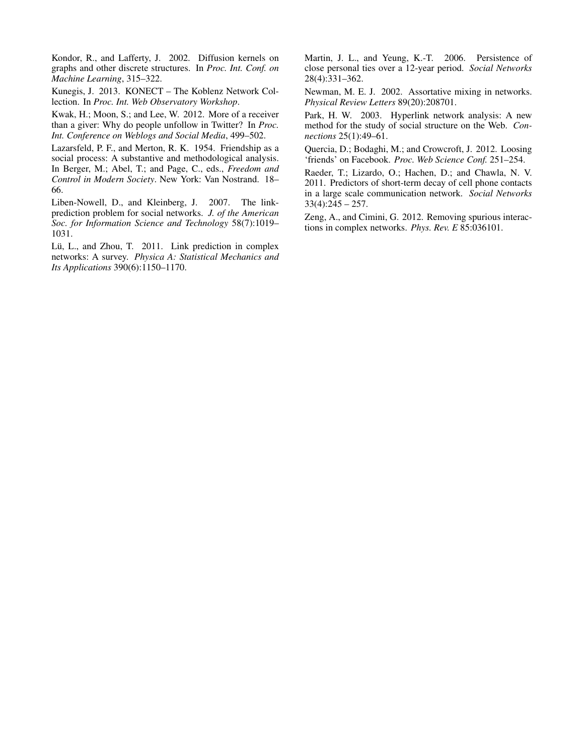Kondor, R., and Lafferty, J. 2002. Diffusion kernels on graphs and other discrete structures. In *Proc. Int. Conf. on Machine Learning*, 315–322.

Kunegis, J. 2013. KONECT – The Koblenz Network Collection. In *Proc. Int. Web Observatory Workshop*.

Kwak, H.; Moon, S.; and Lee, W. 2012. More of a receiver than a giver: Why do people unfollow in Twitter? In *Proc. Int. Conference on Weblogs and Social Media*, 499–502.

Lazarsfeld, P. F., and Merton, R. K. 1954. Friendship as a social process: A substantive and methodological analysis. In Berger, M.; Abel, T.; and Page, C., eds., *Freedom and Control in Modern Society*. New York: Van Nostrand. 18–66.

Liben-Nowell, D., and Kleinberg, J. 2007. The link-prediction problem for social networks. *J. of the American Soc. for Information Science and Technology* 58(7):1019–1031.

Lü, L., and Zhou, T. 2011. Link prediction in complex networks: A survey. *Physica A: Statistical Mechanics and Its Applications* 390(6):1150–1170.

Martin, J. L., and Yeung, K.-T. 2006. Persistence of close personal ties over a 12-year period. *Social Networks* 28(4):331–362.

Newman, M. E. J. 2002. Assortative mixing in networks. *Physical Review Letters* 89(20):208701.

Park, H. W. 2003. Hyperlink network analysis: A new method for the study of social structure on the Web. *Connections* 25(1):49–61.

Quercia, D.; Bodaghi, M.; and Crowcroft, J. 2012. Loosing 'friends' on Facebook. *Proc. Web Science Conf.* 251–254.

Raeder, T.; Lizardo, O.; Hachen, D.; and Chawla, N. V. 2011. Predictors of short-term decay of cell phone contacts in a large scale communication network. *Social Networks* 33(4):245 – 257.

Zeng, A., and Cimini, G. 2012. Removing spurious interactions in complex networks. *Phys. Rev. E* 85:036101.